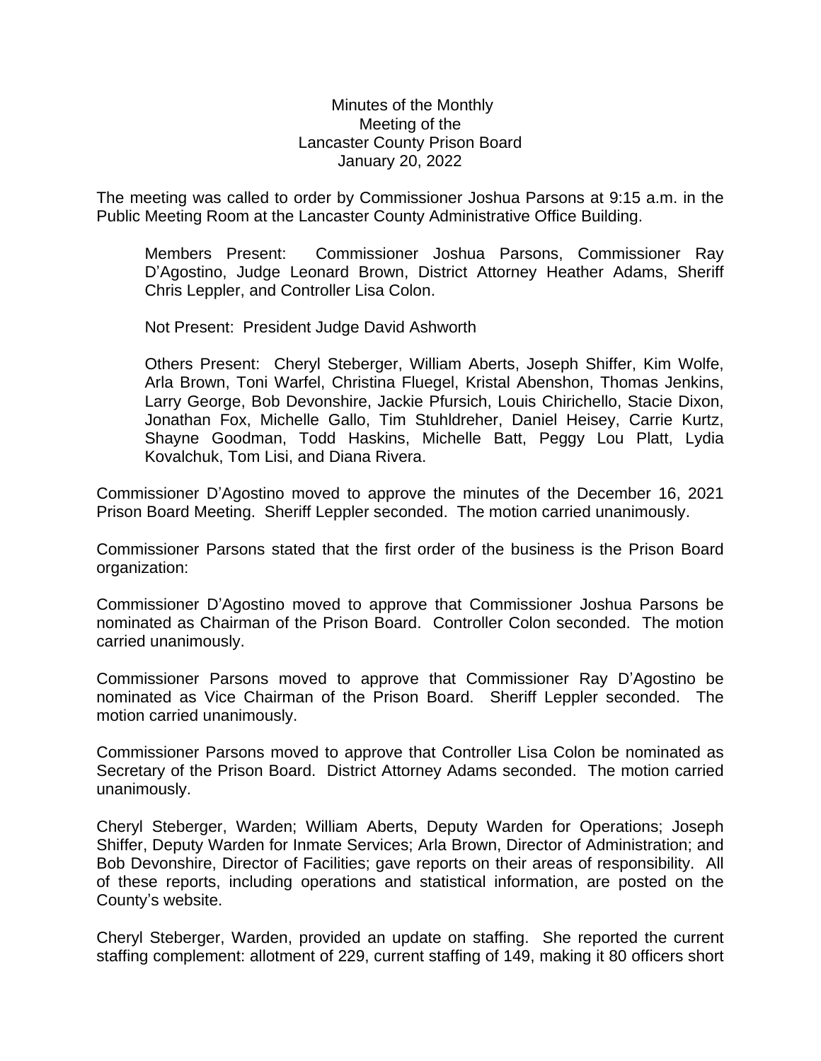Minutes of the Monthly
Meeting of the
Lancaster County Prison Board
January 20, 2022

The meeting was called to order by Commissioner Joshua Parsons at 9:15 a.m. in the Public Meeting Room at the Lancaster County Administrative Office Building.

Members Present: Commissioner Joshua Parsons, Commissioner Ray D'Agostino, Judge Leonard Brown, District Attorney Heather Adams, Sheriff Chris Leppler, and Controller Lisa Colon.

Not Present: President Judge David Ashworth

Others Present: Cheryl Steberger, William Aberts, Joseph Shiffer, Kim Wolfe, Arla Brown, Toni Warfel, Christina Fluegel, Kristal Abenshon, Thomas Jenkins, Larry George, Bob Devonshire, Jackie Pfursich, Louis Chirichello, Stacie Dixon, Jonathan Fox, Michelle Gallo, Tim Stuhldreher, Daniel Heisey, Carrie Kurtz, Shayne Goodman, Todd Haskins, Michelle Batt, Peggy Lou Platt, Lydia Kovalchuk, Tom Lisi, and Diana Rivera.

Commissioner D'Agostino moved to approve the minutes of the December 16, 2021 Prison Board Meeting. Sheriff Leppler seconded. The motion carried unanimously.

Commissioner Parsons stated that the first order of the business is the Prison Board organization:

Commissioner D'Agostino moved to approve that Commissioner Joshua Parsons be nominated as Chairman of the Prison Board. Controller Colon seconded. The motion carried unanimously.

Commissioner Parsons moved to approve that Commissioner Ray D'Agostino be nominated as Vice Chairman of the Prison Board. Sheriff Leppler seconded. The motion carried unanimously.

Commissioner Parsons moved to approve that Controller Lisa Colon be nominated as Secretary of the Prison Board. District Attorney Adams seconded. The motion carried unanimously.

Cheryl Steberger, Warden; William Aberts, Deputy Warden for Operations; Joseph Shiffer, Deputy Warden for Inmate Services; Arla Brown, Director of Administration; and Bob Devonshire, Director of Facilities; gave reports on their areas of responsibility. All of these reports, including operations and statistical information, are posted on the County's website.

Cheryl Steberger, Warden, provided an update on staffing. She reported the current staffing complement: allotment of 229, current staffing of 149, making it 80 officers short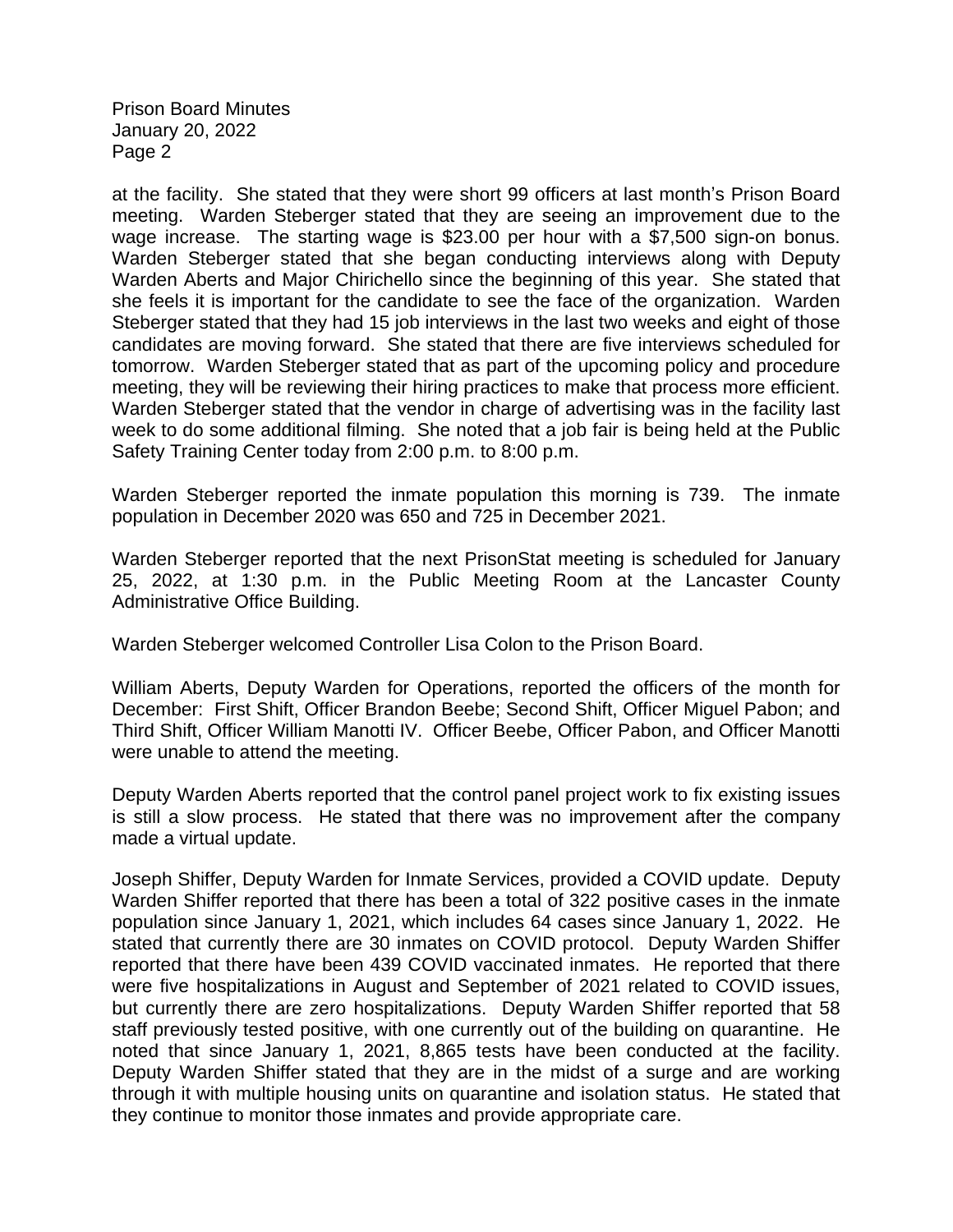at the facility. She stated that they were short 99 officers at last month's Prison Board meeting. Warden Steberger stated that they are seeing an improvement due to the wage increase. The starting wage is $23.00 per hour with a $7,500 sign-on bonus. Warden Steberger stated that she began conducting interviews along with Deputy Warden Aberts and Major Chirichello since the beginning of this year. She stated that she feels it is important for the candidate to see the face of the organization. Warden Steberger stated that they had 15 job interviews in the last two weeks and eight of those candidates are moving forward. She stated that there are five interviews scheduled for tomorrow. Warden Steberger stated that as part of the upcoming policy and procedure meeting, they will be reviewing their hiring practices to make that process more efficient. Warden Steberger stated that the vendor in charge of advertising was in the facility last week to do some additional filming. She noted that a job fair is being held at the Public Safety Training Center today from 2:00 p.m. to 8:00 p.m.

Warden Steberger reported the inmate population this morning is 739. The inmate population in December 2020 was 650 and 725 in December 2021.

Warden Steberger reported that the next PrisonStat meeting is scheduled for January 25, 2022, at 1:30 p.m. in the Public Meeting Room at the Lancaster County Administrative Office Building.

Warden Steberger welcomed Controller Lisa Colon to the Prison Board.

William Aberts, Deputy Warden for Operations, reported the officers of the month for December: First Shift, Officer Brandon Beebe; Second Shift, Officer Miguel Pabon; and Third Shift, Officer William Manotti IV. Officer Beebe, Officer Pabon, and Officer Manotti were unable to attend the meeting.

Deputy Warden Aberts reported that the control panel project work to fix existing issues is still a slow process. He stated that there was no improvement after the company made a virtual update.

Joseph Shiffer, Deputy Warden for Inmate Services, provided a COVID update. Deputy Warden Shiffer reported that there has been a total of 322 positive cases in the inmate population since January 1, 2021, which includes 64 cases since January 1, 2022. He stated that currently there are 30 inmates on COVID protocol. Deputy Warden Shiffer reported that there have been 439 COVID vaccinated inmates. He reported that there were five hospitalizations in August and September of 2021 related to COVID issues, but currently there are zero hospitalizations. Deputy Warden Shiffer reported that 58 staff previously tested positive, with one currently out of the building on quarantine. He noted that since January 1, 2021, 8,865 tests have been conducted at the facility. Deputy Warden Shiffer stated that they are in the midst of a surge and are working through it with multiple housing units on quarantine and isolation status. He stated that they continue to monitor those inmates and provide appropriate care.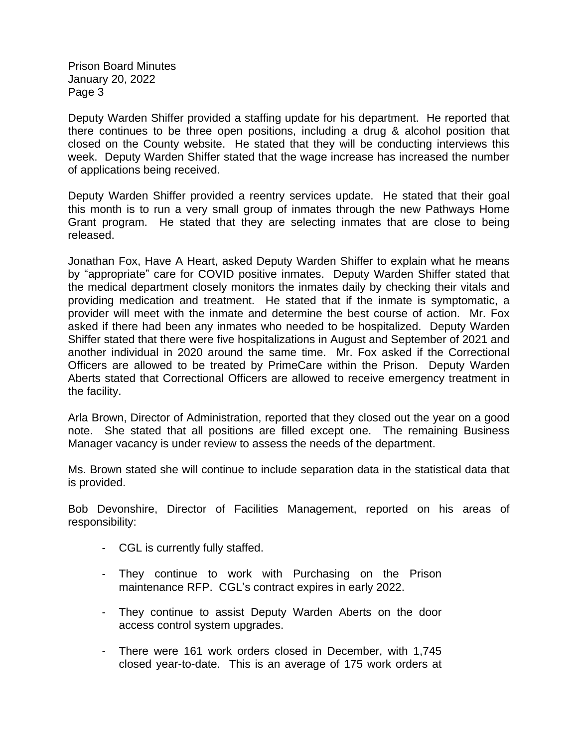Deputy Warden Shiffer provided a staffing update for his department. He reported that there continues to be three open positions, including a drug & alcohol position that closed on the County website. He stated that they will be conducting interviews this week. Deputy Warden Shiffer stated that the wage increase has increased the number of applications being received.

Deputy Warden Shiffer provided a reentry services update. He stated that their goal this month is to run a very small group of inmates through the new Pathways Home Grant program. He stated that they are selecting inmates that are close to being released.

Jonathan Fox, Have A Heart, asked Deputy Warden Shiffer to explain what he means by "appropriate" care for COVID positive inmates. Deputy Warden Shiffer stated that the medical department closely monitors the inmates daily by checking their vitals and providing medication and treatment. He stated that if the inmate is symptomatic, a provider will meet with the inmate and determine the best course of action. Mr. Fox asked if there had been any inmates who needed to be hospitalized. Deputy Warden Shiffer stated that there were five hospitalizations in August and September of 2021 and another individual in 2020 around the same time. Mr. Fox asked if the Correctional Officers are allowed to be treated by PrimeCare within the Prison. Deputy Warden Aberts stated that Correctional Officers are allowed to receive emergency treatment in the facility.

Arla Brown, Director of Administration, reported that they closed out the year on a good note. She stated that all positions are filled except one. The remaining Business Manager vacancy is under review to assess the needs of the department.

Ms. Brown stated she will continue to include separation data in the statistical data that is provided.

Bob Devonshire, Director of Facilities Management, reported on his areas of responsibility:

- CGL is currently fully staffed.
- They continue to work with Purchasing on the Prison maintenance RFP. CGL's contract expires in early 2022.
- They continue to assist Deputy Warden Aberts on the door access control system upgrades.
- There were 161 work orders closed in December, with 1,745 closed year-to-date. This is an average of 175 work orders at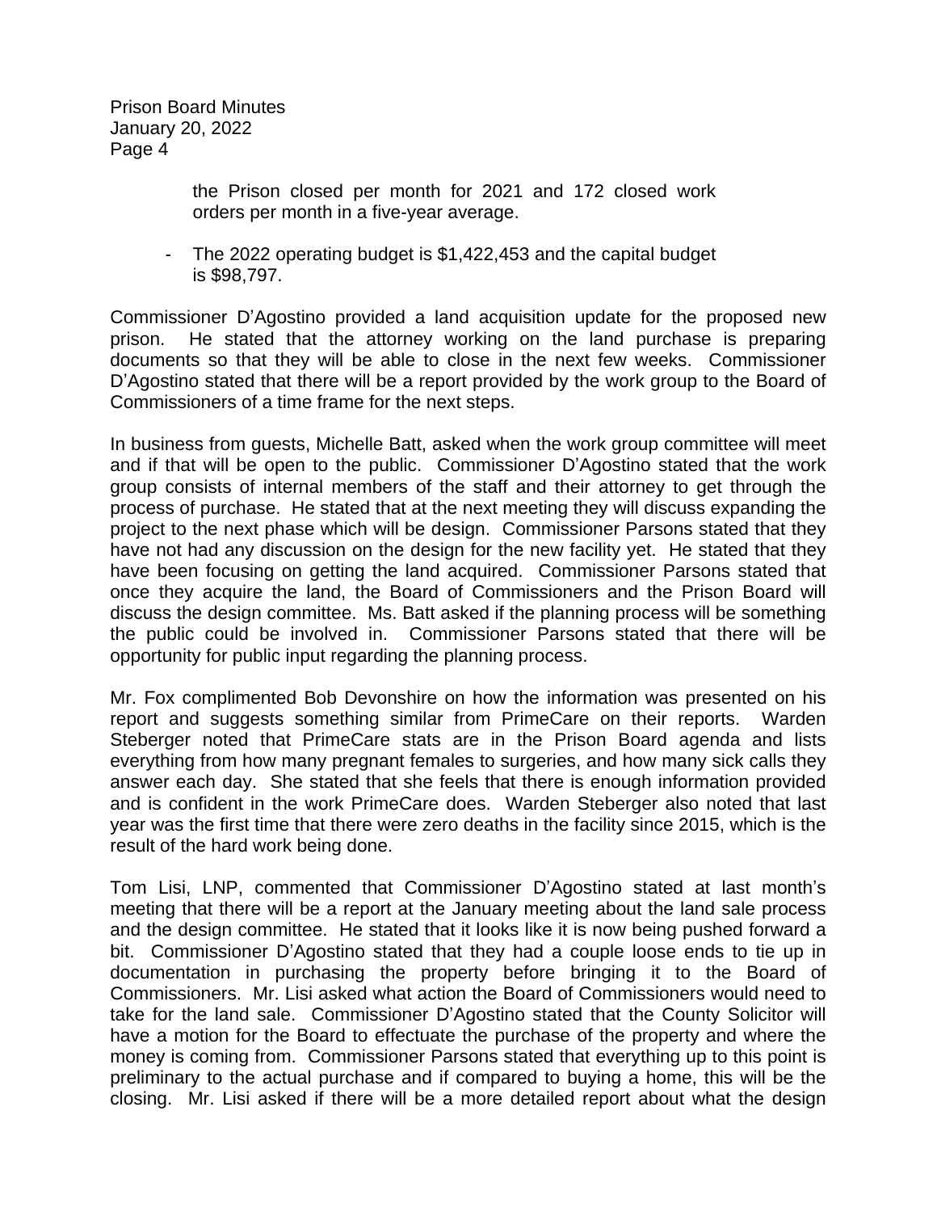the Prison closed per month for 2021 and 172 closed work orders per month in a five-year average.

- The 2022 operating budget is $1,422,453 and the capital budget is $98,797.

Commissioner D'Agostino provided a land acquisition update for the proposed new prison. He stated that the attorney working on the land purchase is preparing documents so that they will be able to close in the next few weeks. Commissioner D'Agostino stated that there will be a report provided by the work group to the Board of Commissioners of a time frame for the next steps.

In business from guests, Michelle Batt, asked when the work group committee will meet and if that will be open to the public. Commissioner D'Agostino stated that the work group consists of internal members of the staff and their attorney to get through the process of purchase. He stated that at the next meeting they will discuss expanding the project to the next phase which will be design. Commissioner Parsons stated that they have not had any discussion on the design for the new facility yet. He stated that they have been focusing on getting the land acquired. Commissioner Parsons stated that once they acquire the land, the Board of Commissioners and the Prison Board will discuss the design committee. Ms. Batt asked if the planning process will be something the public could be involved in. Commissioner Parsons stated that there will be opportunity for public input regarding the planning process.

Mr. Fox complimented Bob Devonshire on how the information was presented on his report and suggests something similar from PrimeCare on their reports. Warden Steberger noted that PrimeCare stats are in the Prison Board agenda and lists everything from how many pregnant females to surgeries, and how many sick calls they answer each day. She stated that she feels that there is enough information provided and is confident in the work PrimeCare does. Warden Steberger also noted that last year was the first time that there were zero deaths in the facility since 2015, which is the result of the hard work being done.

Tom Lisi, LNP, commented that Commissioner D'Agostino stated at last month's meeting that there will be a report at the January meeting about the land sale process and the design committee. He stated that it looks like it is now being pushed forward a bit. Commissioner D'Agostino stated that they had a couple loose ends to tie up in documentation in purchasing the property before bringing it to the Board of Commissioners. Mr. Lisi asked what action the Board of Commissioners would need to take for the land sale. Commissioner D'Agostino stated that the County Solicitor will have a motion for the Board to effectuate the purchase of the property and where the money is coming from. Commissioner Parsons stated that everything up to this point is preliminary to the actual purchase and if compared to buying a home, this will be the closing. Mr. Lisi asked if there will be a more detailed report about what the design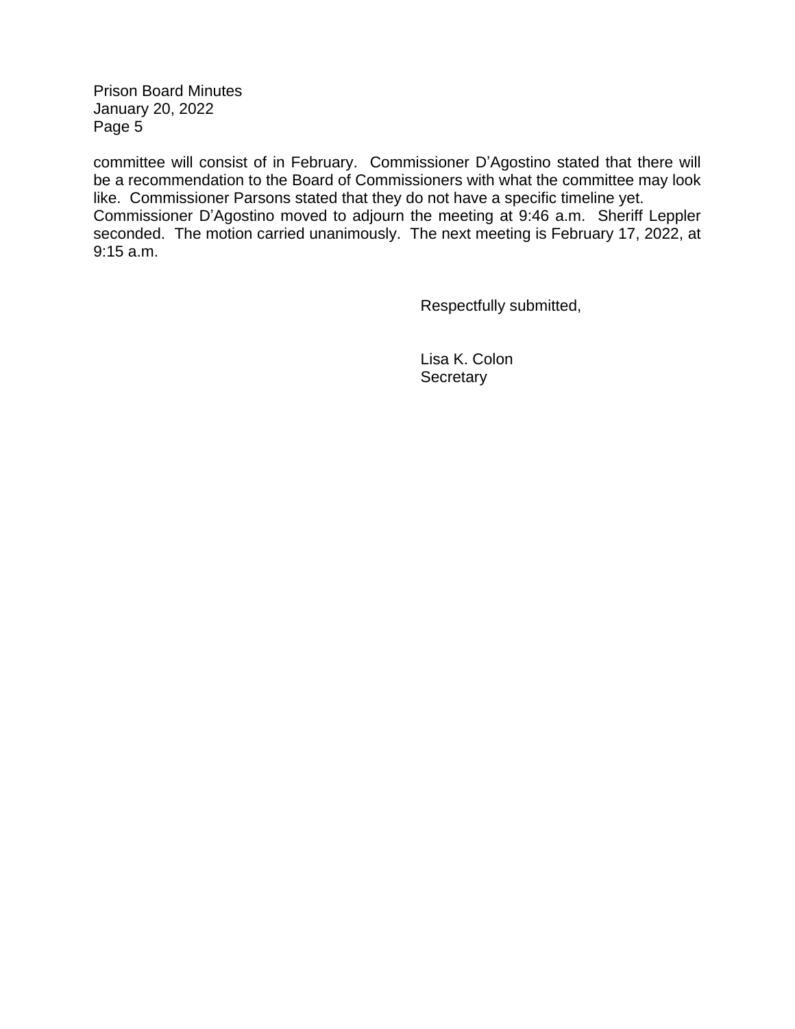committee will consist of in February. Commissioner D'Agostino stated that there will be a recommendation to the Board of Commissioners with what the committee may look like. Commissioner Parsons stated that they do not have a specific timeline yet.

Commissioner D'Agostino moved to adjourn the meeting at 9:46 a.m. Sheriff Leppler seconded. The motion carried unanimously. The next meeting is February 17, 2022, at 9:15 a.m.

Respectfully submitted,

Lisa K. Colon
Secretary